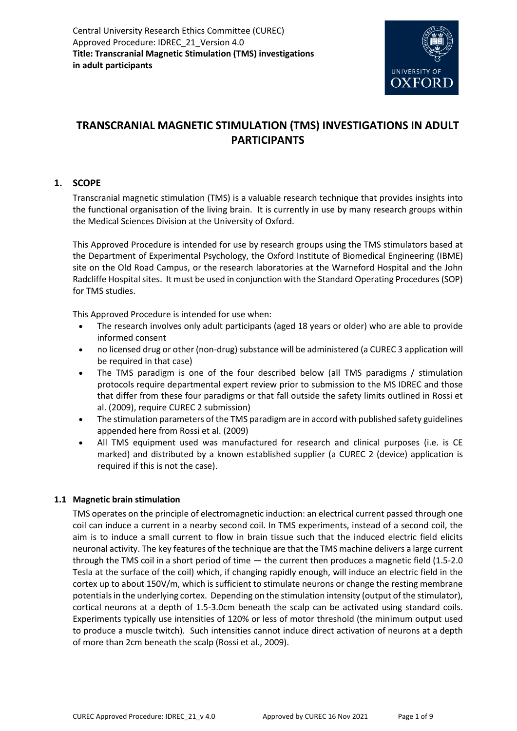Central University Research Ethics Committee (CUREC)
Approved Procedure: IDREC_21_Version 4.0
**Title: Transcranial Magnetic Stimulation (TMS) investigations in adult participants**

# TRANSCRANIAL MAGNETIC STIMULATION (TMS) INVESTIGATIONS IN ADULT PARTICIPANTS

## 1. SCOPE

Transcranial magnetic stimulation (TMS) is a valuable research technique that provides insights into the functional organisation of the living brain. It is currently in use by many research groups within the Medical Sciences Division at the University of Oxford.

This Approved Procedure is intended for use by research groups using the TMS stimulators based at the Department of Experimental Psychology, the Oxford Institute of Biomedical Engineering (IBME) site on the Old Road Campus, or the research laboratories at the Warneford Hospital and the John Radcliffe Hospital sites. It must be used in conjunction with the Standard Operating Procedures (SOP) for TMS studies.

This Approved Procedure is intended for use when:

- The research involves only adult participants (aged 18 years or older) who are able to provide informed consent
- no licensed drug or other (non-drug) substance will be administered (a CUREC 3 application will be required in that case)
- The TMS paradigm is one of the four described below (all TMS paradigms / stimulation protocols require departmental expert review prior to submission to the MS IDREC and those that differ from these four paradigms or that fall outside the safety limits outlined in Rossi et al. (2009), require CUREC 2 submission)
- The stimulation parameters of the TMS paradigm are in accord with published safety guidelines appended here from Rossi et al. (2009)
- All TMS equipment used was manufactured for research and clinical purposes (i.e. is CE marked) and distributed by a known established supplier (a CUREC 2 (device) application is required if this is not the case).

### 1.1 Magnetic brain stimulation

TMS operates on the principle of electromagnetic induction: an electrical current passed through one coil can induce a current in a nearby second coil. In TMS experiments, instead of a second coil, the aim is to induce a small current to flow in brain tissue such that the induced electric field elicits neuronal activity. The key features of the technique are that the TMS machine delivers a large current through the TMS coil in a short period of time — the current then produces a magnetic field (1.5-2.0 Tesla at the surface of the coil) which, if changing rapidly enough, will induce an electric field in the cortex up to about 150V/m, which is sufficient to stimulate neurons or change the resting membrane potentials in the underlying cortex. Depending on the stimulation intensity (output of the stimulator), cortical neurons at a depth of 1.5-3.0cm beneath the scalp can be activated using standard coils. Experiments typically use intensities of 120% or less of motor threshold (the minimum output used to produce a muscle twitch). Such intensities cannot induce direct activation of neurons at a depth of more than 2cm beneath the scalp (Rossi et al., 2009).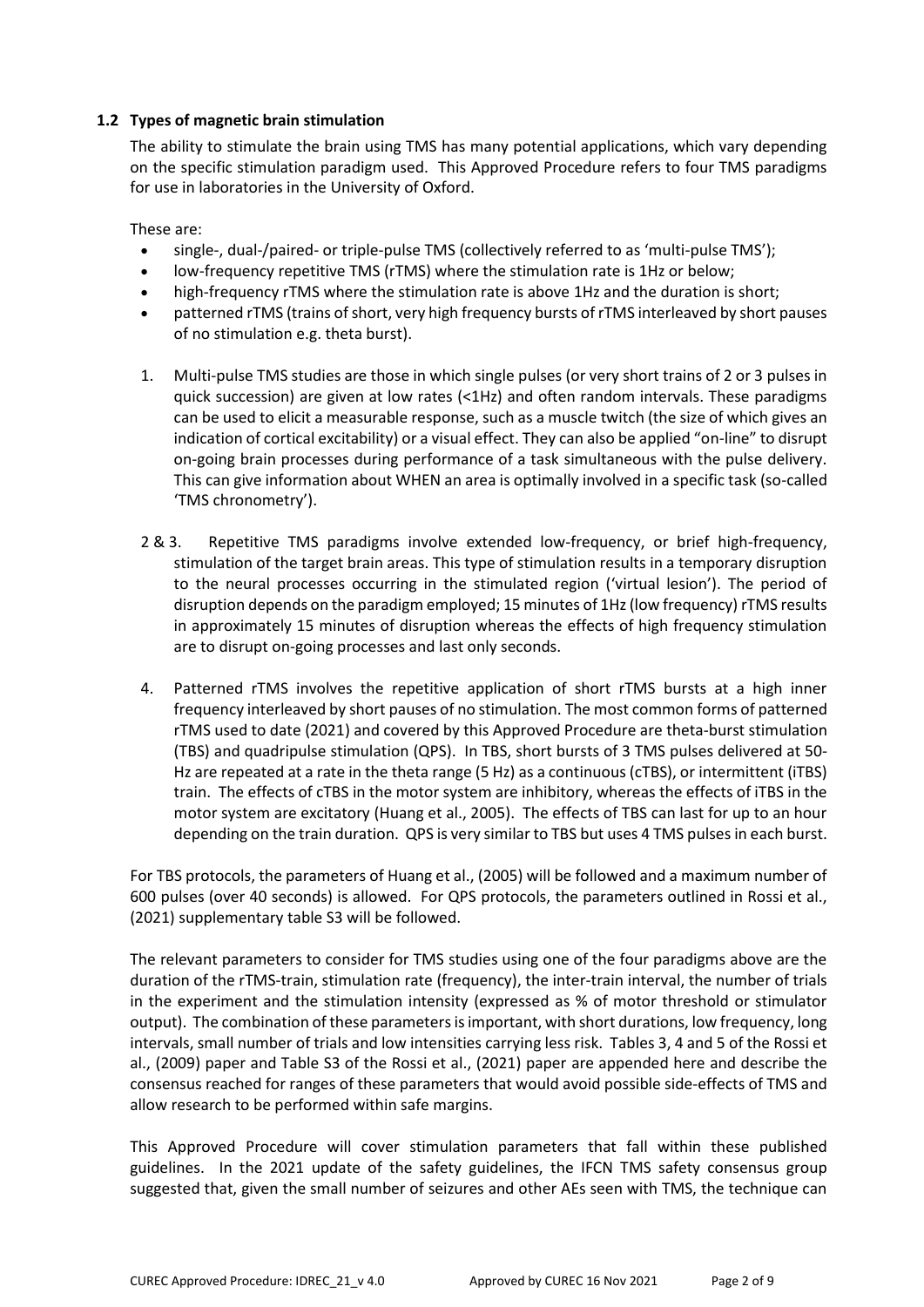### 1.2 Types of magnetic brain stimulation

The ability to stimulate the brain using TMS has many potential applications, which vary depending on the specific stimulation paradigm used. This Approved Procedure refers to four TMS paradigms for use in laboratories in the University of Oxford.

These are:

- single-, dual-/paired- or triple-pulse TMS (collectively referred to as 'multi-pulse TMS');
- low-frequency repetitive TMS (rTMS) where the stimulation rate is 1Hz or below;
- high-frequency rTMS where the stimulation rate is above 1Hz and the duration is short;
- patterned rTMS (trains of short, very high frequency bursts of rTMS interleaved by short pauses of no stimulation e.g. theta burst).

1. Multi-pulse TMS studies are those in which single pulses (or very short trains of 2 or 3 pulses in quick succession) are given at low rates (<1Hz) and often random intervals. These paradigms can be used to elicit a measurable response, such as a muscle twitch (the size of which gives an indication of cortical excitability) or a visual effect. They can also be applied "on-line" to disrupt on-going brain processes during performance of a task simultaneous with the pulse delivery. This can give information about WHEN an area is optimally involved in a specific task (so-called 'TMS chronometry').

2 & 3. Repetitive TMS paradigms involve extended low-frequency, or brief high-frequency, stimulation of the target brain areas. This type of stimulation results in a temporary disruption to the neural processes occurring in the stimulated region ('virtual lesion'). The period of disruption depends on the paradigm employed; 15 minutes of 1Hz (low frequency) rTMS results in approximately 15 minutes of disruption whereas the effects of high frequency stimulation are to disrupt on-going processes and last only seconds.

4. Patterned rTMS involves the repetitive application of short rTMS bursts at a high inner frequency interleaved by short pauses of no stimulation. The most common forms of patterned rTMS used to date (2021) and covered by this Approved Procedure are theta-burst stimulation (TBS) and quadripulse stimulation (QPS). In TBS, short bursts of 3 TMS pulses delivered at 50-Hz are repeated at a rate in the theta range (5 Hz) as a continuous (cTBS), or intermittent (iTBS) train. The effects of cTBS in the motor system are inhibitory, whereas the effects of iTBS in the motor system are excitatory (Huang et al., 2005). The effects of TBS can last for up to an hour depending on the train duration. QPS is very similar to TBS but uses 4 TMS pulses in each burst.

For TBS protocols, the parameters of Huang et al., (2005) will be followed and a maximum number of 600 pulses (over 40 seconds) is allowed. For QPS protocols, the parameters outlined in Rossi et al., (2021) supplementary table S3 will be followed.

The relevant parameters to consider for TMS studies using one of the four paradigms above are the duration of the rTMS-train, stimulation rate (frequency), the inter-train interval, the number of trials in the experiment and the stimulation intensity (expressed as % of motor threshold or stimulator output). The combination of these parameters is important, with short durations, low frequency, long intervals, small number of trials and low intensities carrying less risk. Tables 3, 4 and 5 of the Rossi et al., (2009) paper and Table S3 of the Rossi et al., (2021) paper are appended here and describe the consensus reached for ranges of these parameters that would avoid possible side-effects of TMS and allow research to be performed within safe margins.

This Approved Procedure will cover stimulation parameters that fall within these published guidelines. In the 2021 update of the safety guidelines, the IFCN TMS safety consensus group suggested that, given the small number of seizures and other AEs seen with TMS, the technique can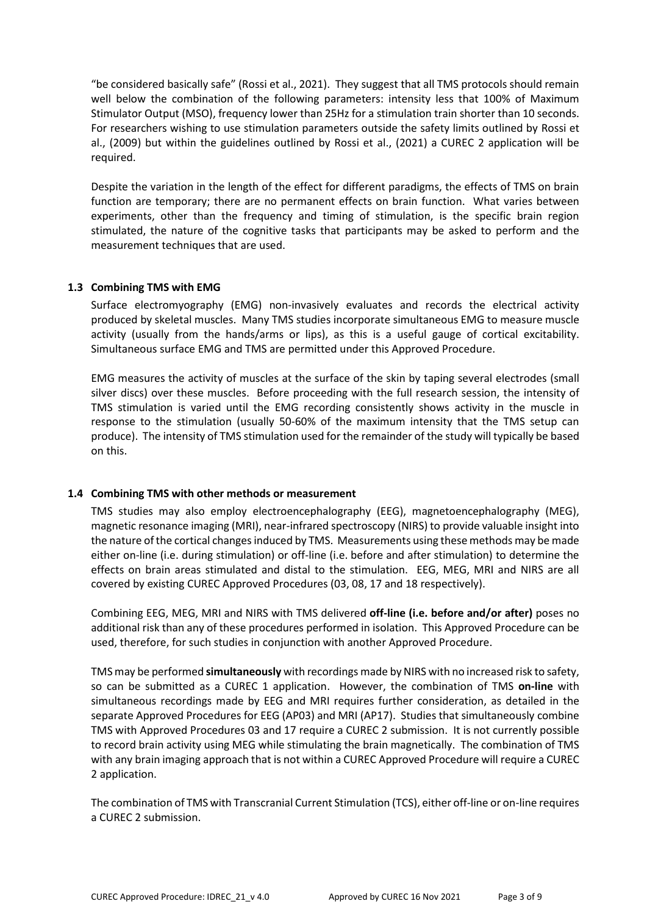"be considered basically safe" (Rossi et al., 2021). They suggest that all TMS protocols should remain well below the combination of the following parameters: intensity less that 100% of Maximum Stimulator Output (MSO), frequency lower than 25Hz for a stimulation train shorter than 10 seconds. For researchers wishing to use stimulation parameters outside the safety limits outlined by Rossi et al., (2009) but within the guidelines outlined by Rossi et al., (2021) a CUREC 2 application will be required.

Despite the variation in the length of the effect for different paradigms, the effects of TMS on brain function are temporary; there are no permanent effects on brain function. What varies between experiments, other than the frequency and timing of stimulation, is the specific brain region stimulated, the nature of the cognitive tasks that participants may be asked to perform and the measurement techniques that are used.

### 1.3 Combining TMS with EMG

Surface electromyography (EMG) non-invasively evaluates and records the electrical activity produced by skeletal muscles. Many TMS studies incorporate simultaneous EMG to measure muscle activity (usually from the hands/arms or lips), as this is a useful gauge of cortical excitability. Simultaneous surface EMG and TMS are permitted under this Approved Procedure.

EMG measures the activity of muscles at the surface of the skin by taping several electrodes (small silver discs) over these muscles. Before proceeding with the full research session, the intensity of TMS stimulation is varied until the EMG recording consistently shows activity in the muscle in response to the stimulation (usually 50-60% of the maximum intensity that the TMS setup can produce). The intensity of TMS stimulation used for the remainder of the study will typically be based on this.

### 1.4 Combining TMS with other methods or measurement

TMS studies may also employ electroencephalography (EEG), magnetoencephalography (MEG), magnetic resonance imaging (MRI), near-infrared spectroscopy (NIRS) to provide valuable insight into the nature of the cortical changes induced by TMS. Measurements using these methods may be made either on-line (i.e. during stimulation) or off-line (i.e. before and after stimulation) to determine the effects on brain areas stimulated and distal to the stimulation. EEG, MEG, MRI and NIRS are all covered by existing CUREC Approved Procedures (03, 08, 17 and 18 respectively).

Combining EEG, MEG, MRI and NIRS with TMS delivered **off-line (i.e. before and/or after)** poses no additional risk than any of these procedures performed in isolation. This Approved Procedure can be used, therefore, for such studies in conjunction with another Approved Procedure.

TMS may be performed **simultaneously** with recordings made by NIRS with no increased risk to safety, so can be submitted as a CUREC 1 application. However, the combination of TMS **on-line** with simultaneous recordings made by EEG and MRI requires further consideration, as detailed in the separate Approved Procedures for EEG (AP03) and MRI (AP17). Studies that simultaneously combine TMS with Approved Procedures 03 and 17 require a CUREC 2 submission. It is not currently possible to record brain activity using MEG while stimulating the brain magnetically. The combination of TMS with any brain imaging approach that is not within a CUREC Approved Procedure will require a CUREC 2 application.

The combination of TMS with Transcranial Current Stimulation (TCS), either off-line or on-line requires a CUREC 2 submission.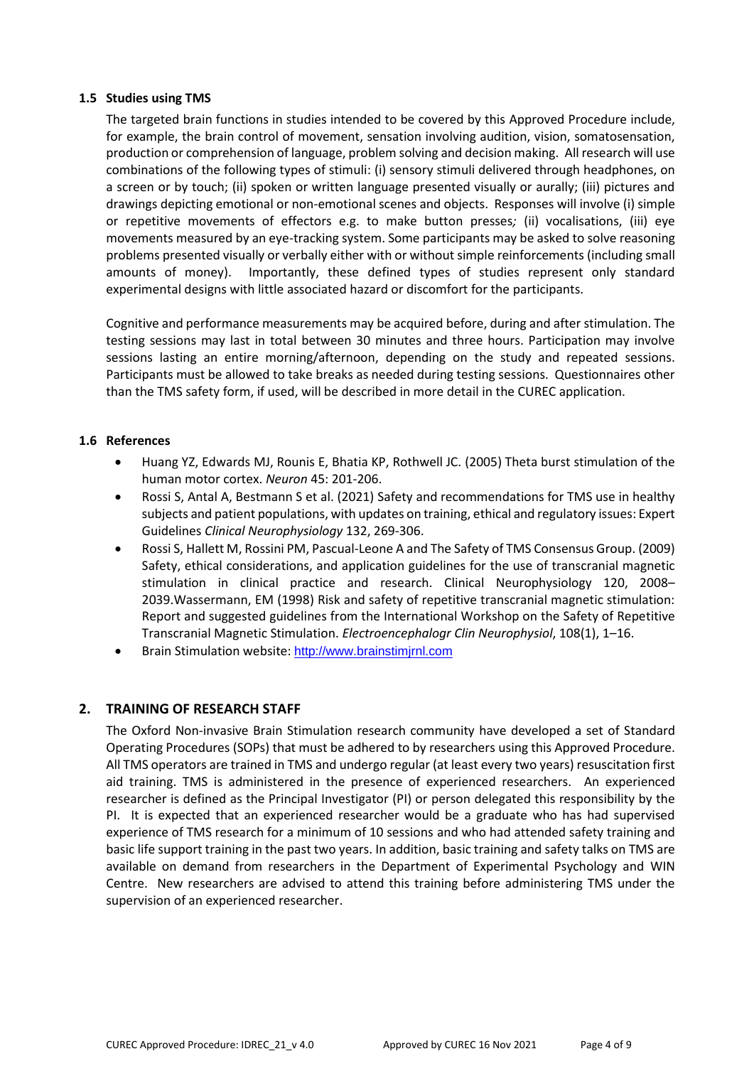### 1.5 Studies using TMS

The targeted brain functions in studies intended to be covered by this Approved Procedure include, for example, the brain control of movement, sensation involving audition, vision, somatosensation, production or comprehension of language, problem solving and decision making. All research will use combinations of the following types of stimuli: (i) sensory stimuli delivered through headphones, on a screen or by touch; (ii) spoken or written language presented visually or aurally; (iii) pictures and drawings depicting emotional or non-emotional scenes and objects. Responses will involve (i) simple or repetitive movements of effectors e.g. to make button presses*;* (ii) vocalisations, (iii) eye movements measured by an eye-tracking system. Some participants may be asked to solve reasoning problems presented visually or verbally either with or without simple reinforcements (including small amounts of money). Importantly, these defined types of studies represent only standard experimental designs with little associated hazard or discomfort for the participants.

Cognitive and performance measurements may be acquired before, during and after stimulation. The testing sessions may last in total between 30 minutes and three hours. Participation may involve sessions lasting an entire morning/afternoon, depending on the study and repeated sessions. Participants must be allowed to take breaks as needed during testing sessions. Questionnaires other than the TMS safety form, if used, will be described in more detail in the CUREC application.

### 1.6 References

- Huang YZ, Edwards MJ, Rounis E, Bhatia KP, Rothwell JC. (2005) Theta burst stimulation of the human motor cortex. *Neuron* 45: 201-206.
- Rossi S, Antal A, Bestmann S et al. (2021) Safety and recommendations for TMS use in healthy subjects and patient populations, with updates on training, ethical and regulatory issues: Expert Guidelines *Clinical Neurophysiology* 132, 269-306.
- Rossi S, Hallett M, Rossini PM, Pascual-Leone A and The Safety of TMS Consensus Group. (2009) Safety, ethical considerations, and application guidelines for the use of transcranial magnetic stimulation in clinical practice and research. Clinical Neurophysiology 120, 2008–2039.Wassermann, EM (1998) Risk and safety of repetitive transcranial magnetic stimulation: Report and suggested guidelines from the International Workshop on the Safety of Repetitive Transcranial Magnetic Stimulation. *Electroencephalogr Clin Neurophysiol*, 108(1), 1–16.
- Brain Stimulation website: http://www.brainstimjrnl.com

## 2. TRAINING OF RESEARCH STAFF

The Oxford Non-invasive Brain Stimulation research community have developed a set of Standard Operating Procedures (SOPs) that must be adhered to by researchers using this Approved Procedure. All TMS operators are trained in TMS and undergo regular (at least every two years) resuscitation first aid training. TMS is administered in the presence of experienced researchers. An experienced researcher is defined as the Principal Investigator (PI) or person delegated this responsibility by the PI. It is expected that an experienced researcher would be a graduate who has had supervised experience of TMS research for a minimum of 10 sessions and who had attended safety training and basic life support training in the past two years. In addition, basic training and safety talks on TMS are available on demand from researchers in the Department of Experimental Psychology and WIN Centre. New researchers are advised to attend this training before administering TMS under the supervision of an experienced researcher.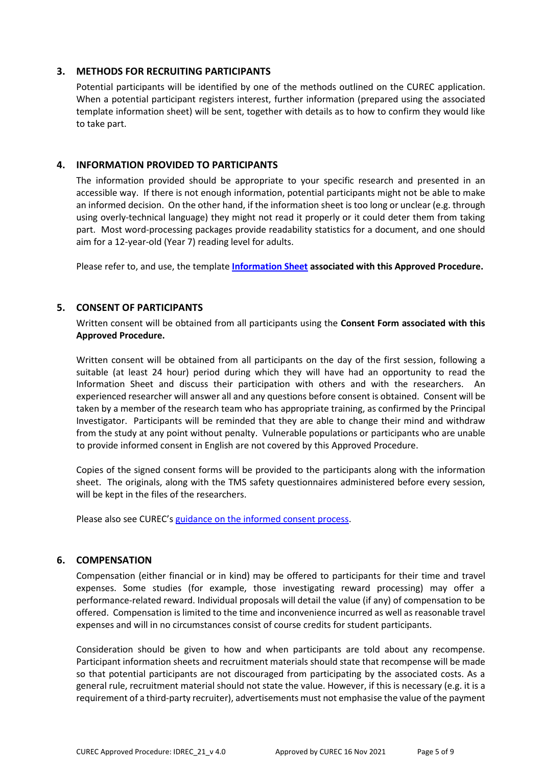## 3. METHODS FOR RECRUITING PARTICIPANTS

Potential participants will be identified by one of the methods outlined on the CUREC application. When a potential participant registers interest, further information (prepared using the associated template information sheet) will be sent, together with details as to how to confirm they would like to take part.

## 4. INFORMATION PROVIDED TO PARTICIPANTS

The information provided should be appropriate to your specific research and presented in an accessible way. If there is not enough information, potential participants might not be able to make an informed decision. On the other hand, if the information sheet is too long or unclear (e.g. through using overly-technical language) they might not read it properly or it could deter them from taking part. Most word-processing packages provide readability statistics for a document, and one should aim for a 12-year-old (Year 7) reading level for adults.

Please refer to, and use, the template **Information Sheet associated with this Approved Procedure.**

## 5. CONSENT OF PARTICIPANTS

Written consent will be obtained from all participants using the **Consent Form associated with this Approved Procedure.**

Written consent will be obtained from all participants on the day of the first session, following a suitable (at least 24 hour) period during which they will have had an opportunity to read the Information Sheet and discuss their participation with others and with the researchers. An experienced researcher will answer all and any questions before consent is obtained. Consent will be taken by a member of the research team who has appropriate training, as confirmed by the Principal Investigator. Participants will be reminded that they are able to change their mind and withdraw from the study at any point without penalty. Vulnerable populations or participants who are unable to provide informed consent in English are not covered by this Approved Procedure.

Copies of the signed consent forms will be provided to the participants along with the information sheet. The originals, along with the TMS safety questionnaires administered before every session, will be kept in the files of the researchers.

Please also see CUREC's guidance on the informed consent process.

## 6. COMPENSATION

Compensation (either financial or in kind) may be offered to participants for their time and travel expenses. Some studies (for example, those investigating reward processing) may offer a performance-related reward. Individual proposals will detail the value (if any) of compensation to be offered. Compensation is limited to the time and inconvenience incurred as well as reasonable travel expenses and will in no circumstances consist of course credits for student participants.

Consideration should be given to how and when participants are told about any recompense. Participant information sheets and recruitment materials should state that recompense will be made so that potential participants are not discouraged from participating by the associated costs. As a general rule, recruitment material should not state the value. However, if this is necessary (e.g. it is a requirement of a third-party recruiter), advertisements must not emphasise the value of the payment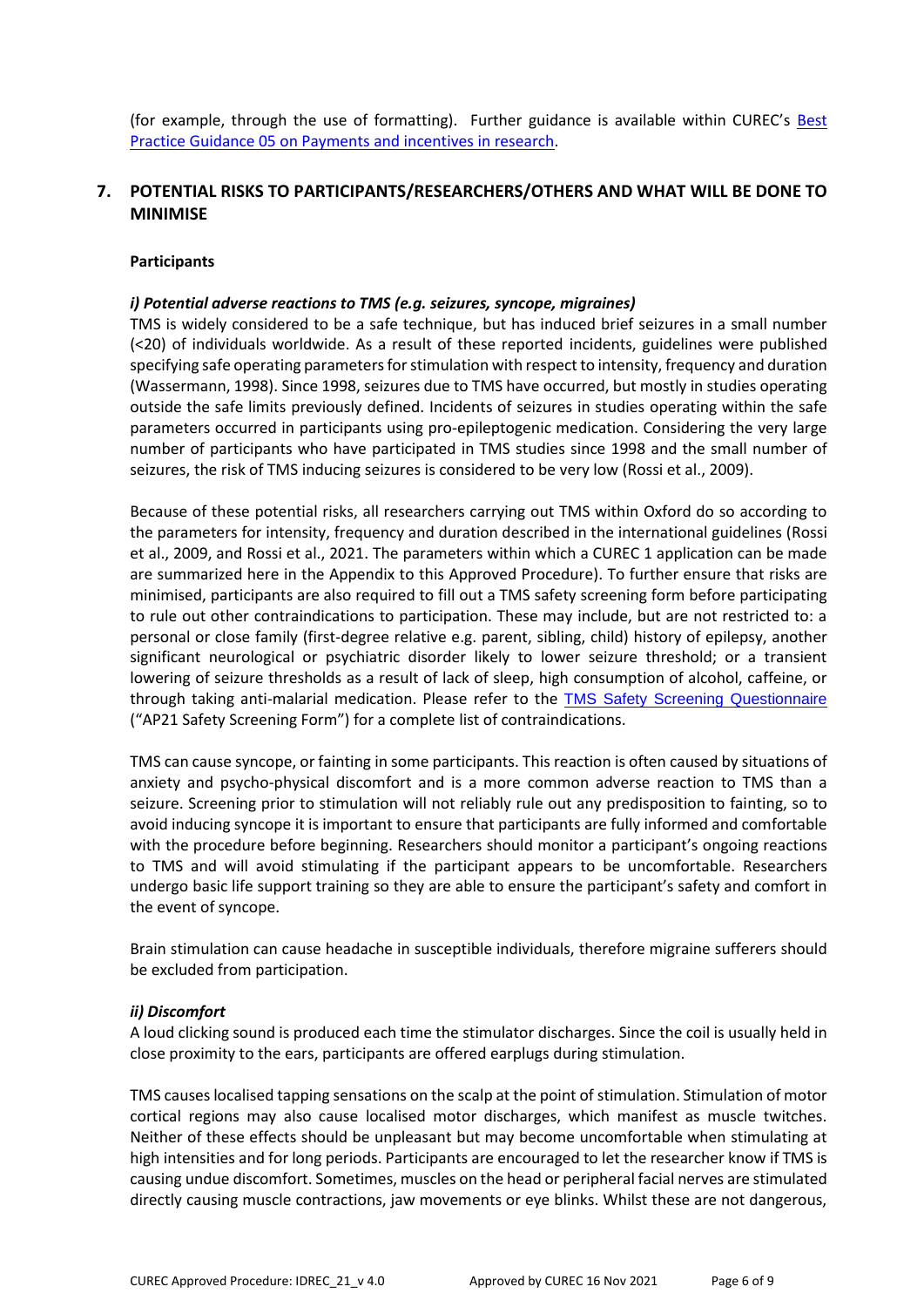(for example, through the use of formatting). Further guidance is available within CUREC's [Best Practice Guidance 05 on Payments and incentives in research](#).

## 7. POTENTIAL RISKS TO PARTICIPANTS/RESEARCHERS/OTHERS AND WHAT WILL BE DONE TO MINIMISE

**Participants**

***i) Potential adverse reactions to TMS (e.g. seizures, syncope, migraines)***

TMS is widely considered to be a safe technique, but has induced brief seizures in a small number (<20) of individuals worldwide. As a result of these reported incidents, guidelines were published specifying safe operating parameters for stimulation with respect to intensity, frequency and duration (Wassermann, 1998). Since 1998, seizures due to TMS have occurred, but mostly in studies operating outside the safe limits previously defined. Incidents of seizures in studies operating within the safe parameters occurred in participants using pro-epileptogenic medication. Considering the very large number of participants who have participated in TMS studies since 1998 and the small number of seizures, the risk of TMS inducing seizures is considered to be very low (Rossi et al., 2009).

Because of these potential risks, all researchers carrying out TMS within Oxford do so according to the parameters for intensity, frequency and duration described in the international guidelines (Rossi et al., 2009, and Rossi et al., 2021. The parameters within which a CUREC 1 application can be made are summarized here in the Appendix to this Approved Procedure). To further ensure that risks are minimised, participants are also required to fill out a TMS safety screening form before participating to rule out other contraindications to participation. These may include, but are not restricted to: a personal or close family (first-degree relative e.g. parent, sibling, child) history of epilepsy, another significant neurological or psychiatric disorder likely to lower seizure threshold; or a transient lowering of seizure thresholds as a result of lack of sleep, high consumption of alcohol, caffeine, or through taking anti-malarial medication. Please refer to the [TMS Safety Screening Questionnaire](#) ("AP21 Safety Screening Form") for a complete list of contraindications.

TMS can cause syncope, or fainting in some participants. This reaction is often caused by situations of anxiety and psycho-physical discomfort and is a more common adverse reaction to TMS than a seizure. Screening prior to stimulation will not reliably rule out any predisposition to fainting, so to avoid inducing syncope it is important to ensure that participants are fully informed and comfortable with the procedure before beginning. Researchers should monitor a participant's ongoing reactions to TMS and will avoid stimulating if the participant appears to be uncomfortable. Researchers undergo basic life support training so they are able to ensure the participant's safety and comfort in the event of syncope.

Brain stimulation can cause headache in susceptible individuals, therefore migraine sufferers should be excluded from participation.

***ii) Discomfort***

A loud clicking sound is produced each time the stimulator discharges. Since the coil is usually held in close proximity to the ears, participants are offered earplugs during stimulation.

TMS causes localised tapping sensations on the scalp at the point of stimulation. Stimulation of motor cortical regions may also cause localised motor discharges, which manifest as muscle twitches. Neither of these effects should be unpleasant but may become uncomfortable when stimulating at high intensities and for long periods. Participants are encouraged to let the researcher know if TMS is causing undue discomfort. Sometimes, muscles on the head or peripheral facial nerves are stimulated directly causing muscle contractions, jaw movements or eye blinks. Whilst these are not dangerous,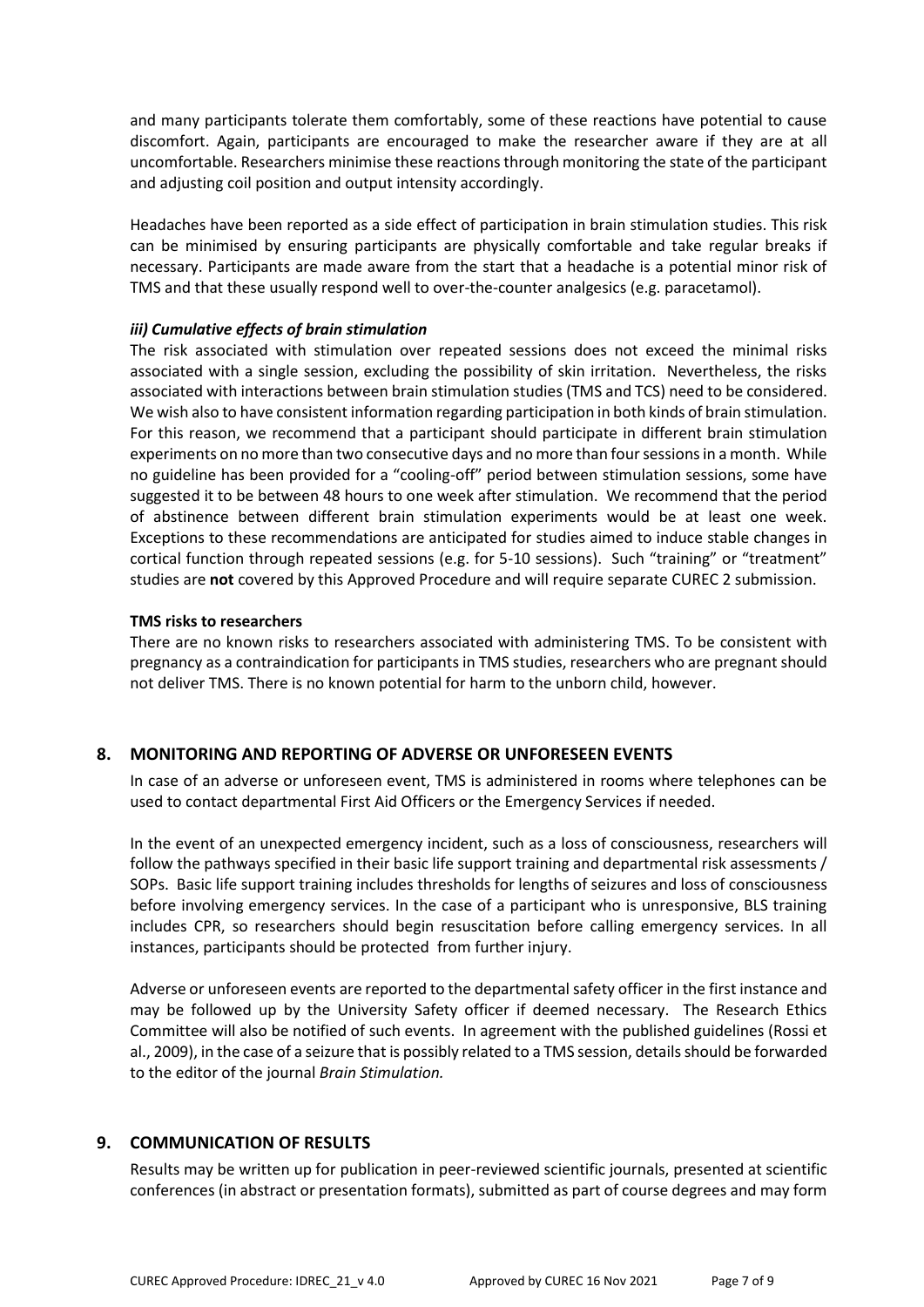and many participants tolerate them comfortably, some of these reactions have potential to cause discomfort. Again, participants are encouraged to make the researcher aware if they are at all uncomfortable. Researchers minimise these reactions through monitoring the state of the participant and adjusting coil position and output intensity accordingly.

Headaches have been reported as a side effect of participation in brain stimulation studies. This risk can be minimised by ensuring participants are physically comfortable and take regular breaks if necessary. Participants are made aware from the start that a headache is a potential minor risk of TMS and that these usually respond well to over-the-counter analgesics (e.g. paracetamol).

***iii) Cumulative effects of brain stimulation***

The risk associated with stimulation over repeated sessions does not exceed the minimal risks associated with a single session, excluding the possibility of skin irritation. Nevertheless, the risks associated with interactions between brain stimulation studies (TMS and TCS) need to be considered. We wish also to have consistent information regarding participation in both kinds of brain stimulation. For this reason, we recommend that a participant should participate in different brain stimulation experiments on no more than two consecutive days and no more than four sessions in a month. While no guideline has been provided for a "cooling-off" period between stimulation sessions, some have suggested it to be between 48 hours to one week after stimulation. We recommend that the period of abstinence between different brain stimulation experiments would be at least one week. Exceptions to these recommendations are anticipated for studies aimed to induce stable changes in cortical function through repeated sessions (e.g. for 5-10 sessions). Such "training" or "treatment" studies are **not** covered by this Approved Procedure and will require separate CUREC 2 submission.

**TMS risks to researchers**

There are no known risks to researchers associated with administering TMS. To be consistent with pregnancy as a contraindication for participants in TMS studies, researchers who are pregnant should not deliver TMS. There is no known potential for harm to the unborn child, however.

## 8. MONITORING AND REPORTING OF ADVERSE OR UNFORESEEN EVENTS

In case of an adverse or unforeseen event, TMS is administered in rooms where telephones can be used to contact departmental First Aid Officers or the Emergency Services if needed.

In the event of an unexpected emergency incident, such as a loss of consciousness, researchers will follow the pathways specified in their basic life support training and departmental risk assessments / SOPs. Basic life support training includes thresholds for lengths of seizures and loss of consciousness before involving emergency services. In the case of a participant who is unresponsive, BLS training includes CPR, so researchers should begin resuscitation before calling emergency services. In all instances, participants should be protected from further injury.

Adverse or unforeseen events are reported to the departmental safety officer in the first instance and may be followed up by the University Safety officer if deemed necessary. The Research Ethics Committee will also be notified of such events. In agreement with the published guidelines (Rossi et al., 2009), in the case of a seizure that is possibly related to a TMS session, details should be forwarded to the editor of the journal *Brain Stimulation.*

## 9. COMMUNICATION OF RESULTS

Results may be written up for publication in peer-reviewed scientific journals, presented at scientific conferences (in abstract or presentation formats), submitted as part of course degrees and may form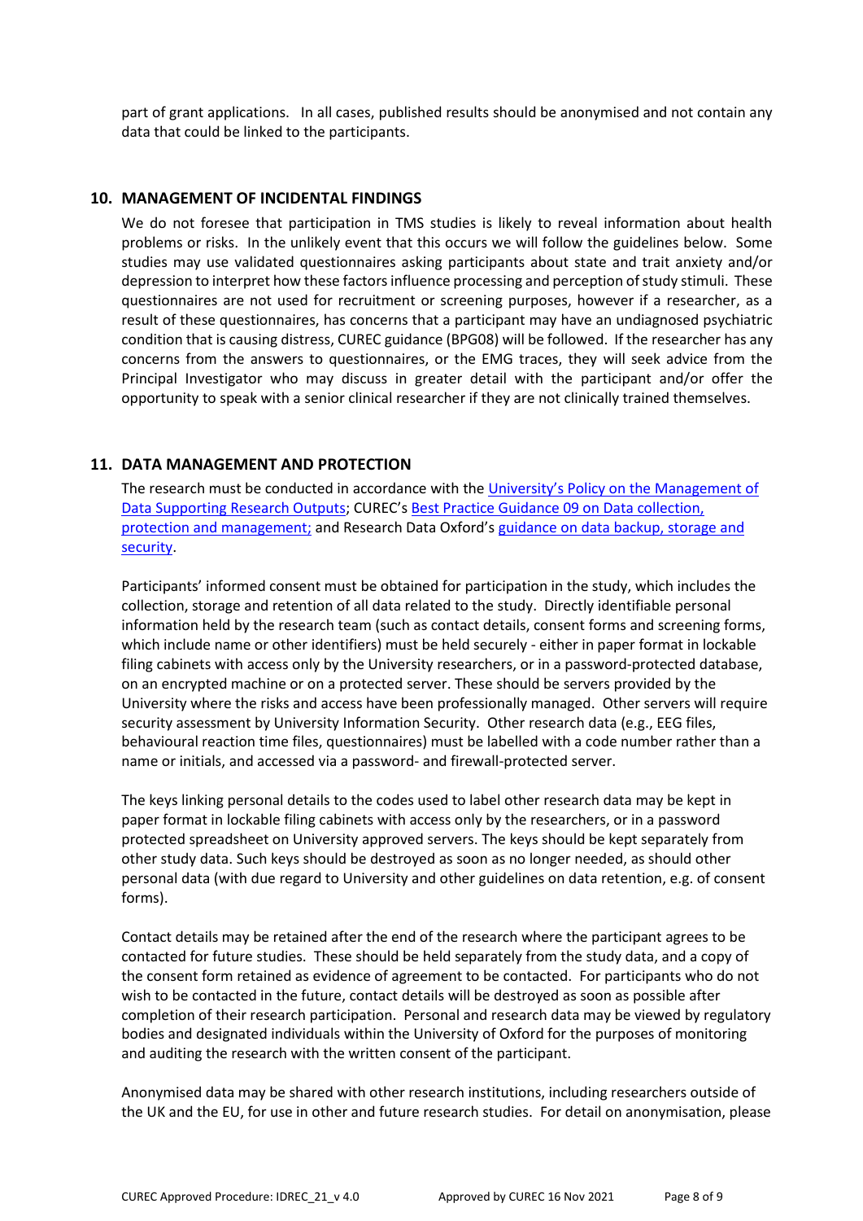part of grant applications. In all cases, published results should be anonymised and not contain any data that could be linked to the participants.

## 10. MANAGEMENT OF INCIDENTAL FINDINGS

We do not foresee that participation in TMS studies is likely to reveal information about health problems or risks. In the unlikely event that this occurs we will follow the guidelines below. Some studies may use validated questionnaires asking participants about state and trait anxiety and/or depression to interpret how these factors influence processing and perception of study stimuli. These questionnaires are not used for recruitment or screening purposes, however if a researcher, as a result of these questionnaires, has concerns that a participant may have an undiagnosed psychiatric condition that is causing distress, CUREC guidance (BPG08) will be followed. If the researcher has any concerns from the answers to questionnaires, or the EMG traces, they will seek advice from the Principal Investigator who may discuss in greater detail with the participant and/or offer the opportunity to speak with a senior clinical researcher if they are not clinically trained themselves.

## 11. DATA MANAGEMENT AND PROTECTION

The research must be conducted in accordance with the University's Policy on the Management of Data Supporting Research Outputs; CUREC's Best Practice Guidance 09 on Data collection, protection and management; and Research Data Oxford's guidance on data backup, storage and security.

Participants' informed consent must be obtained for participation in the study, which includes the collection, storage and retention of all data related to the study. Directly identifiable personal information held by the research team (such as contact details, consent forms and screening forms, which include name or other identifiers) must be held securely - either in paper format in lockable filing cabinets with access only by the University researchers, or in a password-protected database, on an encrypted machine or on a protected server. These should be servers provided by the University where the risks and access have been professionally managed. Other servers will require security assessment by University Information Security. Other research data (e.g., EEG files, behavioural reaction time files, questionnaires) must be labelled with a code number rather than a name or initials, and accessed via a password- and firewall-protected server.

The keys linking personal details to the codes used to label other research data may be kept in paper format in lockable filing cabinets with access only by the researchers, or in a password protected spreadsheet on University approved servers. The keys should be kept separately from other study data. Such keys should be destroyed as soon as no longer needed, as should other personal data (with due regard to University and other guidelines on data retention, e.g. of consent forms).

Contact details may be retained after the end of the research where the participant agrees to be contacted for future studies. These should be held separately from the study data, and a copy of the consent form retained as evidence of agreement to be contacted. For participants who do not wish to be contacted in the future, contact details will be destroyed as soon as possible after completion of their research participation. Personal and research data may be viewed by regulatory bodies and designated individuals within the University of Oxford for the purposes of monitoring and auditing the research with the written consent of the participant.

Anonymised data may be shared with other research institutions, including researchers outside of the UK and the EU, for use in other and future research studies. For detail on anonymisation, please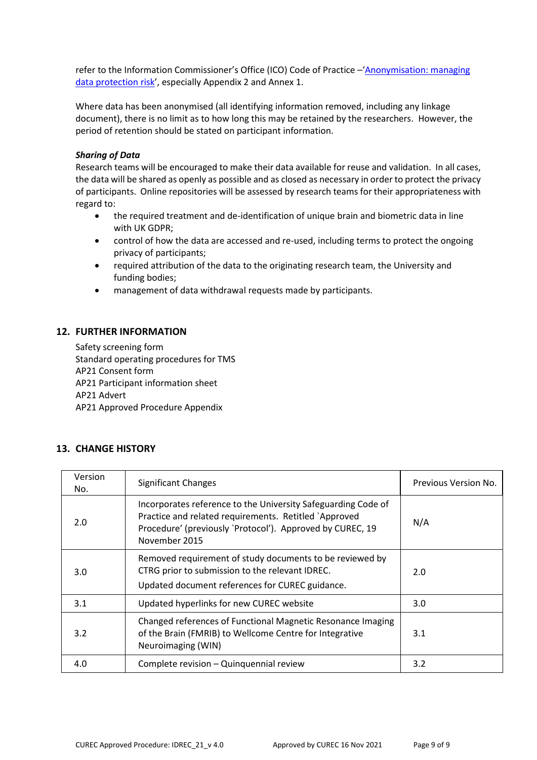refer to the Information Commissioner's Office (ICO) Code of Practice –'[Anonymisation: managing data protection risk](#)', especially Appendix 2 and Annex 1.

Where data has been anonymised (all identifying information removed, including any linkage document), there is no limit as to how long this may be retained by the researchers. However, the period of retention should be stated on participant information.

***Sharing of Data***

Research teams will be encouraged to make their data available for reuse and validation. In all cases, the data will be shared as openly as possible and as closed as necessary in order to protect the privacy of participants. Online repositories will be assessed by research teams for their appropriateness with regard to:

- the required treatment and de-identification of unique brain and biometric data in line with UK GDPR;
- control of how the data are accessed and re-used, including terms to protect the ongoing privacy of participants;
- required attribution of the data to the originating research team, the University and funding bodies;
- management of data withdrawal requests made by participants.

## 12. FURTHER INFORMATION

Safety screening form
Standard operating procedures for TMS
AP21 Consent form
AP21 Participant information sheet
AP21 Advert
AP21 Approved Procedure Appendix

## 13. CHANGE HISTORY

| Version No. | Significant Changes | Previous Version No. |
|---|---|---|
| 2.0 | Incorporates reference to the University Safeguarding Code of Practice and related requirements. Retitled `Approved Procedure' (previously `Protocol'). Approved by CUREC, 19 November 2015 | N/A |
| 3.0 | Removed requirement of study documents to be reviewed by CTRG prior to submission to the relevant IDREC. Updated document references for CUREC guidance. | 2.0 |
| 3.1 | Updated hyperlinks for new CUREC website | 3.0 |
| 3.2 | Changed references of Functional Magnetic Resonance Imaging of the Brain (FMRIB) to Wellcome Centre for Integrative Neuroimaging (WIN) | 3.1 |
| 4.0 | Complete revision – Quinquennial review | 3.2 |